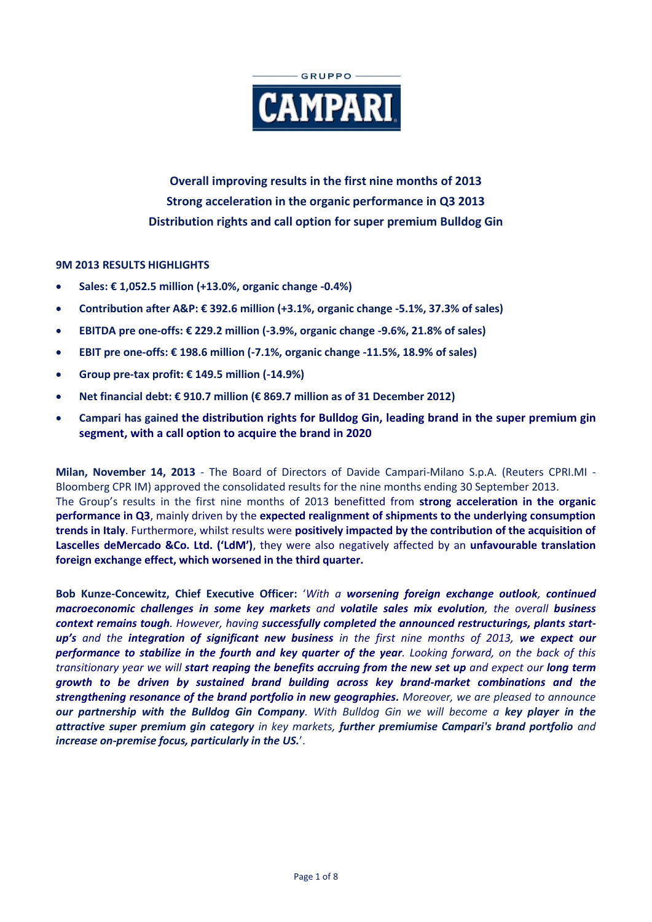GRUPPO

CAMPARI

**Overall improving results in the first nine months of 2013**

**Strong acceleration in the organic performance in Q3 2013**

**Distribution rights and call option for super premium Bulldog Gin**

## 9M 2013 RESULTS HIGHLIGHTS

- **Sales: € 1,052.5 million (+13.0%, organic change -0.4%)**
- **Contribution after A&P: € 392.6 million (+3.1%, organic change -5.1%, 37.3% of sales)**
- **EBITDA pre one-offs: € 229.2 million (-3.9%, organic change -9.6%, 21.8% of sales)**
- **EBIT pre one-offs: € 198.6 million (-7.1%, organic change -11.5%, 18.9% of sales)**
- **Group pre-tax profit: € 149.5 million (-14.9%)**
- **Net financial debt: € 910.7 million (€ 869.7 million as of 31 December 2012)**
- Campari has gained **the distribution rights for Bulldog Gin, leading brand in the super premium gin segment, with a call option to acquire the brand in 2020**

**Milan, November 14, 2013** - The Board of Directors of Davide Campari-Milano S.p.A. (Reuters CPRI.MI - Bloomberg CPR IM) approved the consolidated results for the nine months ending 30 September 2013.
The Group's results in the first nine months of 2013 benefitted from **strong acceleration in the organic performance in Q3**, mainly driven by the **expected realignment of shipments to the underlying consumption trends in Italy**. Furthermore, whilst results were **positively impacted by the contribution of the acquisition of Lascelles deMercado &Co. Ltd. ('LdM')**, they were also negatively affected by an **unfavourable translation foreign exchange effect, which worsened in the third quarter.**

**Bob Kunze-Concewitz, Chief Executive Officer:** '*With a **worsening foreign exchange outlook**, **continued macroeconomic challenges in some key markets** and **volatile sales mix evolution**, the overall **business context remains tough**. However, having **successfully completed the announced restructurings, plants start-up's** and the **integration of significant new business** in the first nine months of 2013, **we expect our performance to stabilize in the fourth and key quarter of the year**. Looking forward, on the back of this transitionary year we will **start reaping the benefits accruing from the new set up** and expect our **long term growth to be driven by sustained brand building across key brand-market combinations and the strengthening resonance of the brand portfolio in new geographies.** Moreover, we are pleased to announce **our partnership with the Bulldog Gin Company**. With Bulldog Gin we will become a **key player in the attractive super premium gin category** in key markets, **further premiumise Campari's brand portfolio** and **increase on-premise focus, particularly in the US.***'.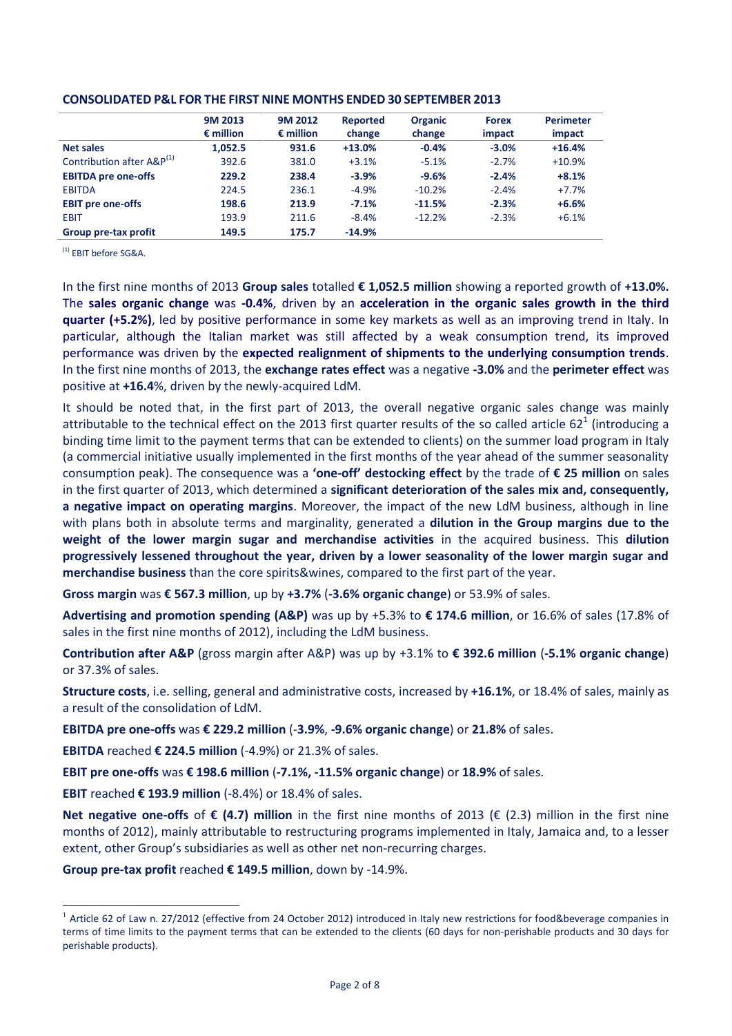**CONSOLIDATED P&L FOR THE FIRST NINE MONTHS ENDED 30 SEPTEMBER 2013**

| | 9M 2013 € million | 9M 2012 € million | Reported change | Organic change | Forex impact | Perimeter impact |
|---|---|---|---|---|---|---|
| **Net sales** | **1,052.5** | **931.6** | **+13.0%** | **-0.4%** | **-3.0%** | **+16.4%** |
| Contribution after A&P[(1)] | 392.6 | 381.0 | +3.1% | -5.1% | -2.7% | +10.9% |
| **EBITDA pre one-offs** | **229.2** | **238.4** | **-3.9%** | **-9.6%** | **-2.4%** | **+8.1%** |
| EBITDA | 224.5 | 236.1 | -4.9% | -10.2% | -2.4% | +7.7% |
| **EBIT pre one-offs** | **198.6** | **213.9** | **-7.1%** | **-11.5%** | **-2.3%** | **+6.6%** |
| EBIT | 193.9 | 211.6 | -8.4% | -12.2% | -2.3% | +6.1% |
| **Group pre-tax profit** | **149.5** | **175.7** | **-14.9%** | | | |

[(1)] EBIT before SG&A.

In the first nine months of 2013 **Group sales** totalled **€ 1,052.5 million** showing a reported growth of **+13.0%.** The **sales organic change** was **-0.4%**, driven by an **acceleration in the organic sales growth in the third quarter (+5.2%)**, led by positive performance in some key markets as well as an improving trend in Italy. In particular, although the Italian market was still affected by a weak consumption trend, its improved performance was driven by the **expected realignment of shipments to the underlying consumption trends**. In the first nine months of 2013, the **exchange rates effect** was a negative **-3.0%** and the **perimeter effect** was positive at **+16.4**%, driven by the newly-acquired LdM.

It should be noted that, in the first part of 2013, the overall negative organic sales change was mainly attributable to the technical effect on the 2013 first quarter results of the so called article 62[1] (introducing a binding time limit to the payment terms that can be extended to clients) on the summer load program in Italy (a commercial initiative usually implemented in the first months of the year ahead of the summer seasonality consumption peak). The consequence was a **'one-off' destocking effect** by the trade of **€ 25 million** on sales in the first quarter of 2013, which determined a **significant deterioration of the sales mix and, consequently, a negative impact on operating margins**. Moreover, the impact of the new LdM business, although in line with plans both in absolute terms and marginality, generated a **dilution in the Group margins due to the weight of the lower margin sugar and merchandise activities** in the acquired business. This **dilution progressively lessened throughout the year, driven by a lower seasonality of the lower margin sugar and merchandise business** than the core spirits&wines, compared to the first part of the year.

**Gross margin** was **€ 567.3 million**, up by **+3.7%** (**-3.6% organic change**) or 53.9% of sales.

**Advertising and promotion spending (A&P)** was up by +5.3% to **€ 174.6 million**, or 16.6% of sales (17.8% of sales in the first nine months of 2012), including the LdM business.

**Contribution after A&P** (gross margin after A&P) was up by +3.1% to **€ 392.6 million** (**-5.1% organic change**) or 37.3% of sales.

**Structure costs**, i.e. selling, general and administrative costs, increased by **+16.1%**, or 18.4% of sales, mainly as a result of the consolidation of LdM.

**EBITDA pre one-offs** was **€ 229.2 million** (**-3.9%**, **-9.6% organic change**) or **21.8%** of sales.

**EBITDA** reached **€ 224.5 million** (-4.9%) or 21.3% of sales.

**EBIT pre one-offs** was **€ 198.6 million** (**-7.1%, -11.5% organic change**) or **18.9%** of sales.

**EBIT** reached **€ 193.9 million** (-8.4%) or 18.4% of sales.

**Net negative one-offs** of **€ (4.7) million** in the first nine months of 2013 (€ (2.3) million in the first nine months of 2012), mainly attributable to restructuring programs implemented in Italy, Jamaica and, to a lesser extent, other Group's subsidiaries as well as other net non-recurring charges.

**Group pre-tax profit** reached **€ 149.5 million**, down by -14.9%.

[1] Article 62 of Law n. 27/2012 (effective from 24 October 2012) introduced in Italy new restrictions for food&beverage companies in terms of time limits to the payment terms that can be extended to the clients (60 days for non-perishable products and 30 days for perishable products).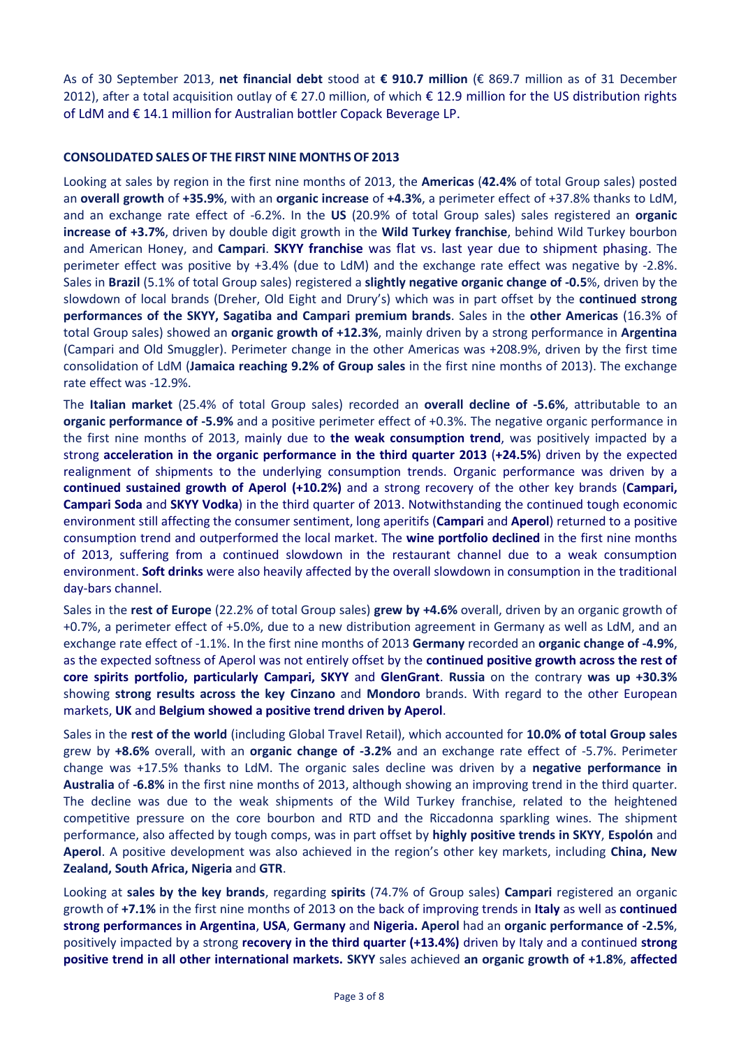As of 30 September 2013, **net financial debt** stood at **€ 910.7 million** (€ 869.7 million as of 31 December 2012), after a total acquisition outlay of € 27.0 million, of which € 12.9 million for the US distribution rights of LdM and € 14.1 million for Australian bottler Copack Beverage LP.

**CONSOLIDATED SALES OF THE FIRST NINE MONTHS OF 2013**

Looking at sales by region in the first nine months of 2013, the **Americas** (**42.4%** of total Group sales) posted an **overall growth** of **+35.9%**, with an **organic increase** of **+4.3%**, a perimeter effect of +37.8% thanks to LdM, and an exchange rate effect of -6.2%. In the **US** (20.9% of total Group sales) sales registered an **organic increase of +3.7%**, driven by double digit growth in the **Wild Turkey franchise**, behind Wild Turkey bourbon and American Honey, and **Campari**. **SKYY franchise** was flat vs. last year due to shipment phasing. The perimeter effect was positive by +3.4% (due to LdM) and the exchange rate effect was negative by -2.8%. Sales in **Brazil** (5.1% of total Group sales) registered a **slightly negative organic change of -0.5**%, driven by the slowdown of local brands (Dreher, Old Eight and Drury's) which was in part offset by the **continued strong performances of the SKYY, Sagatiba and Campari premium brands**. Sales in the **other Americas** (16.3% of total Group sales) showed an **organic growth of +12.3%**, mainly driven by a strong performance in **Argentina** (Campari and Old Smuggler). Perimeter change in the other Americas was +208.9%, driven by the first time consolidation of LdM (**Jamaica reaching 9.2% of Group sales** in the first nine months of 2013). The exchange rate effect was -12.9%.

The **Italian market** (25.4% of total Group sales) recorded an **overall decline of -5.6%**, attributable to an **organic performance of -5.9%** and a positive perimeter effect of +0.3%. The negative organic performance in the first nine months of 2013, mainly due to **the weak consumption trend**, was positively impacted by a strong **acceleration in the organic performance in the third quarter 2013** (**+24.5%**) driven by the expected realignment of shipments to the underlying consumption trends. Organic performance was driven by a **continued sustained growth of Aperol (+10.2%)** and a strong recovery of the other key brands (**Campari, Campari Soda** and **SKYY Vodka**) in the third quarter of 2013. Notwithstanding the continued tough economic environment still affecting the consumer sentiment, long aperitifs (**Campari** and **Aperol**) returned to a positive consumption trend and outperformed the local market. The **wine portfolio declined** in the first nine months of 2013, suffering from a continued slowdown in the restaurant channel due to a weak consumption environment. **Soft drinks** were also heavily affected by the overall slowdown in consumption in the traditional day-bars channel.

Sales in the **rest of Europe** (22.2% of total Group sales) **grew by +4.6%** overall, driven by an organic growth of +0.7%, a perimeter effect of +5.0%, due to a new distribution agreement in Germany as well as LdM, and an exchange rate effect of -1.1%. In the first nine months of 2013 **Germany** recorded an **organic change of -4.9%**, as the expected softness of Aperol was not entirely offset by the **continued positive growth across the rest of core spirits portfolio, particularly Campari, SKYY** and **GlenGrant**. **Russia** on the contrary **was up +30.3%** showing **strong results across the key Cinzano** and **Mondoro** brands. With regard to the other European markets, **UK** and **Belgium showed a positive trend driven by Aperol**.

Sales in the **rest of the world** (including Global Travel Retail), which accounted for **10.0% of total Group sales** grew by **+8.6%** overall, with an **organic change of -3.2%** and an exchange rate effect of -5.7%. Perimeter change was +17.5% thanks to LdM. The organic sales decline was driven by a **negative performance in Australia** of **-6.8%** in the first nine months of 2013, although showing an improving trend in the third quarter. The decline was due to the weak shipments of the Wild Turkey franchise, related to the heightened competitive pressure on the core bourbon and RTD and the Riccadonna sparkling wines. The shipment performance, also affected by tough comps, was in part offset by **highly positive trends in SKYY**, **Espolón** and **Aperol**. A positive development was also achieved in the region's other key markets, including **China, New Zealand, South Africa, Nigeria** and **GTR**.

Looking at **sales by the key brands**, regarding **spirits** (74.7% of Group sales) **Campari** registered an organic growth of **+7.1%** in the first nine months of 2013 on the back of improving trends in **Italy** as well as **continued strong performances in Argentina**, **USA**, **Germany** and **Nigeria. Aperol** had an **organic performance of -2.5%**, positively impacted by a strong **recovery in the third quarter (+13.4%)** driven by Italy and a continued **strong positive trend in all other international markets. SKYY** sales achieved **an organic growth of +1.8%**, **affected**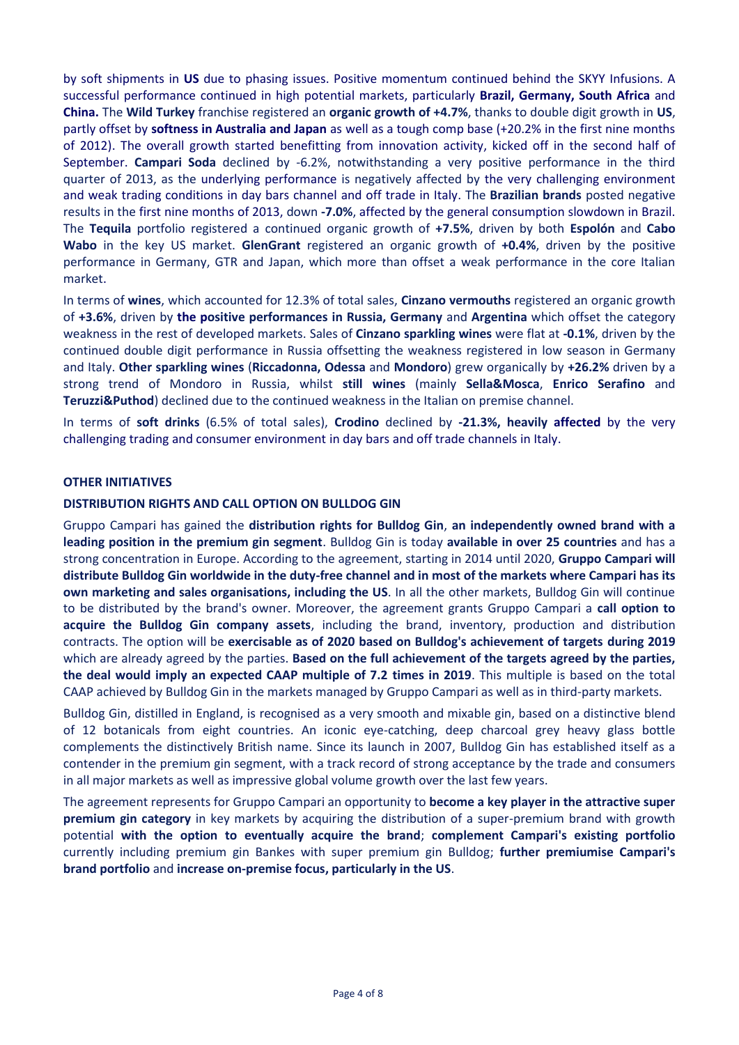by soft shipments in **US** due to phasing issues. Positive momentum continued behind the SKYY Infusions. A successful performance continued in high potential markets, particularly **Brazil, Germany, South Africa** and **China.** The **Wild Turkey** franchise registered an **organic growth of +4.7%**, thanks to double digit growth in **US**, partly offset by **softness in Australia and Japan** as well as a tough comp base (+20.2% in the first nine months of 2012). The overall growth started benefitting from innovation activity, kicked off in the second half of September. **Campari Soda** declined by -6.2%, notwithstanding a very positive performance in the third quarter of 2013, as the underlying performance is negatively affected by the very challenging environment and weak trading conditions in day bars channel and off trade in Italy. The **Brazilian brands** posted negative results in the first nine months of 2013, down **-7.0%**, affected by the general consumption slowdown in Brazil. The **Tequila** portfolio registered a continued organic growth of **+7.5%**, driven by both **Espolón** and **Cabo Wabo** in the key US market. **GlenGrant** registered an organic growth of **+0.4%**, driven by the positive performance in Germany, GTR and Japan, which more than offset a weak performance in the core Italian market.

In terms of **wines**, which accounted for 12.3% of total sales, **Cinzano vermouths** registered an organic growth of **+3.6%**, driven by **the positive performances in Russia, Germany** and **Argentina** which offset the category weakness in the rest of developed markets. Sales of **Cinzano sparkling wines** were flat at **-0.1%**, driven by the continued double digit performance in Russia offsetting the weakness registered in low season in Germany and Italy. **Other sparkling wines** (**Riccadonna, Odessa** and **Mondoro**) grew organically by **+26.2%** driven by a strong trend of Mondoro in Russia, whilst **still wines** (mainly **Sella&Mosca**, **Enrico Serafino** and **Teruzzi&Puthod**) declined due to the continued weakness in the Italian on premise channel.

In terms of **soft drinks** (6.5% of total sales), **Crodino** declined by **-21.3%, heavily affected** by the very challenging trading and consumer environment in day bars and off trade channels in Italy.

## OTHER INITIATIVES

### DISTRIBUTION RIGHTS AND CALL OPTION ON BULLDOG GIN

Gruppo Campari has gained the **distribution rights for Bulldog Gin**, **an independently owned brand with a leading position in the premium gin segment**. Bulldog Gin is today **available in over 25 countries** and has a strong concentration in Europe. According to the agreement, starting in 2014 until 2020, **Gruppo Campari will distribute Bulldog Gin worldwide in the duty-free channel and in most of the markets where Campari has its own marketing and sales organisations, including the US**. In all the other markets, Bulldog Gin will continue to be distributed by the brand's owner. Moreover, the agreement grants Gruppo Campari a **call option to acquire the Bulldog Gin company assets**, including the brand, inventory, production and distribution contracts. The option will be **exercisable as of 2020 based on Bulldog's achievement of targets during 2019** which are already agreed by the parties. **Based on the full achievement of the targets agreed by the parties, the deal would imply an expected CAAP multiple of 7.2 times in 2019**. This multiple is based on the total CAAP achieved by Bulldog Gin in the markets managed by Gruppo Campari as well as in third-party markets.

Bulldog Gin, distilled in England, is recognised as a very smooth and mixable gin, based on a distinctive blend of 12 botanicals from eight countries. An iconic eye-catching, deep charcoal grey heavy glass bottle complements the distinctively British name. Since its launch in 2007, Bulldog Gin has established itself as a contender in the premium gin segment, with a track record of strong acceptance by the trade and consumers in all major markets as well as impressive global volume growth over the last few years.

The agreement represents for Gruppo Campari an opportunity to **become a key player in the attractive super premium gin category** in key markets by acquiring the distribution of a super-premium brand with growth potential **with the option to eventually acquire the brand**; **complement Campari's existing portfolio** currently including premium gin Bankes with super premium gin Bulldog; **further premiumise Campari's brand portfolio** and **increase on-premise focus, particularly in the US**.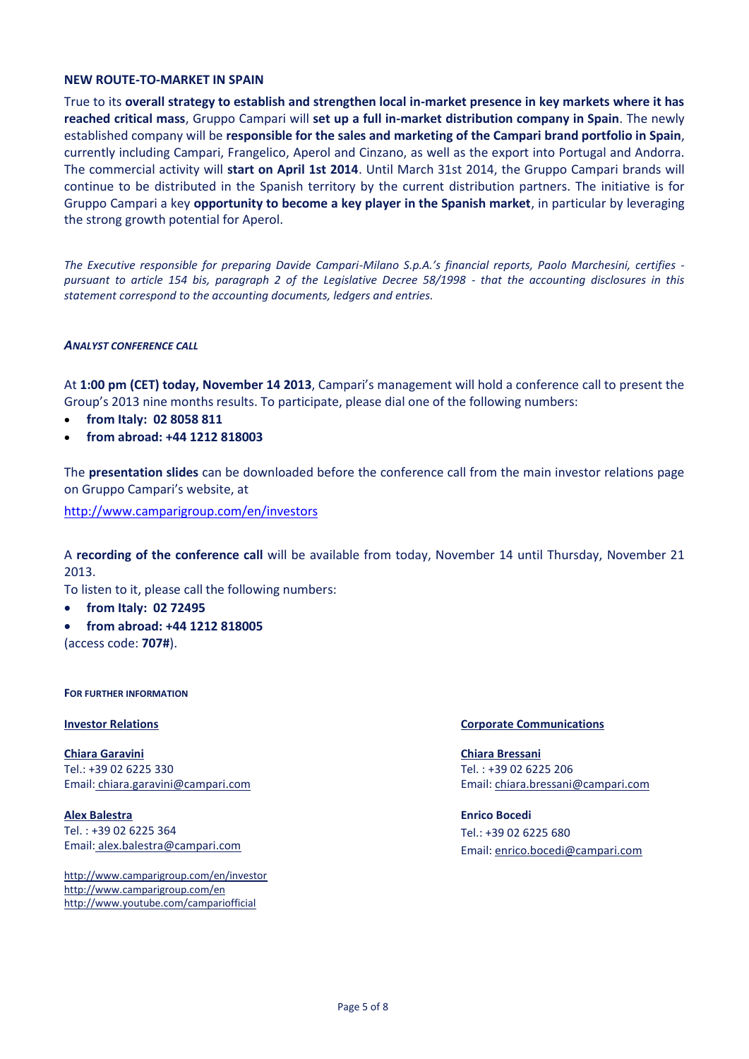## NEW ROUTE-TO-MARKET IN SPAIN

True to its **overall strategy to establish and strengthen local in-market presence in key markets where it has reached critical mass**, Gruppo Campari will **set up a full in-market distribution company in Spain**. The newly established company will be **responsible for the sales and marketing of the Campari brand portfolio in Spain**, currently including Campari, Frangelico, Aperol and Cinzano, as well as the export into Portugal and Andorra. The commercial activity will **start on April 1st 2014**. Until March 31st 2014, the Gruppo Campari brands will continue to be distributed in the Spanish territory by the current distribution partners. The initiative is for Gruppo Campari a key **opportunity to become a key player in the Spanish market**, in particular by leveraging the strong growth potential for Aperol.

*The Executive responsible for preparing Davide Campari-Milano S.p.A.'s financial reports, Paolo Marchesini, certifies - pursuant to article 154 bis, paragraph 2 of the Legislative Decree 58/1998 - that the accounting disclosures in this statement correspond to the accounting documents, ledgers and entries.*

### *ANALYST CONFERENCE CALL*

At **1:00 pm (CET) today, November 14 2013**, Campari's management will hold a conference call to present the Group's 2013 nine months results. To participate, please dial one of the following numbers:

- **from Italy: 02 8058 811**
- **from abroad: +44 1212 818003**

The **presentation slides** can be downloaded before the conference call from the main investor relations page on Gruppo Campari's website, at

http://www.camparigroup.com/en/investors

A **recording of the conference call** will be available from today, November 14 until Thursday, November 21 2013.

To listen to it, please call the following numbers:

- **from Italy: 02 72495**
- **from abroad: +44 1212 818005**

(access code: **707#**).

### FOR FURTHER INFORMATION

**Investor Relations**

**Chiara Garavini**
Tel.: +39 02 6225 330
Email: chiara.garavini@campari.com

**Alex Balestra**
Tel. : +39 02 6225 364
Email: alex.balestra@campari.com

http://www.camparigroup.com/en/investor
http://www.camparigroup.com/en
http://www.youtube.com/campariofficial

**Corporate Communications**

**Chiara Bressani**
Tel. : +39 02 6225 206
Email: chiara.bressani@campari.com

**Enrico Bocedi**
Tel.: +39 02 6225 680
Email: enrico.bocedi@campari.com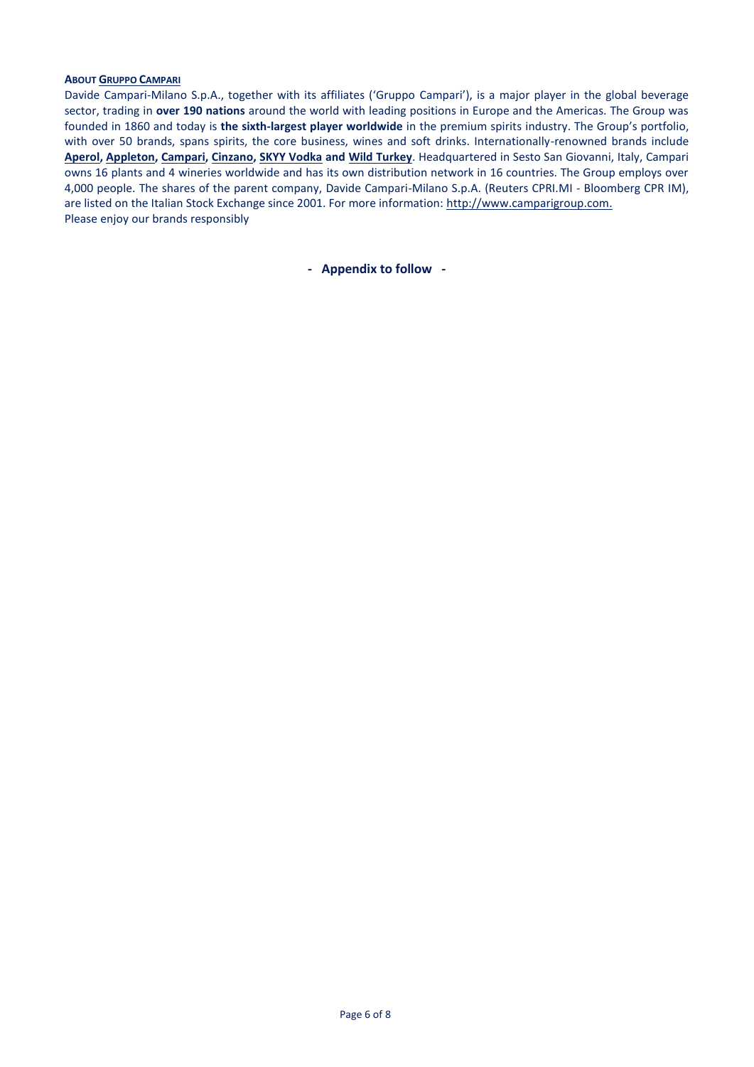### ABOUT GRUPPO CAMPARI

Davide Campari-Milano S.p.A., together with its affiliates ('Gruppo Campari'), is a major player in the global beverage sector, trading in **over 190 nations** around the world with leading positions in Europe and the Americas. The Group was founded in 1860 and today is **the sixth-largest player worldwide** in the premium spirits industry. The Group's portfolio, with over 50 brands, spans spirits, the core business, wines and soft drinks. Internationally-renowned brands include **Aperol, Appleton, Campari, Cinzano, SKYY Vodka and Wild Turkey**. Headquartered in Sesto San Giovanni, Italy, Campari owns 16 plants and 4 wineries worldwide and has its own distribution network in 16 countries. The Group employs over 4,000 people. The shares of the parent company, Davide Campari-Milano S.p.A. (Reuters CPRI.MI - Bloomberg CPR IM), are listed on the Italian Stock Exchange since 2001. For more information: http://www.camparigroup.com.

Please enjoy our brands responsibly

**- Appendix to follow -**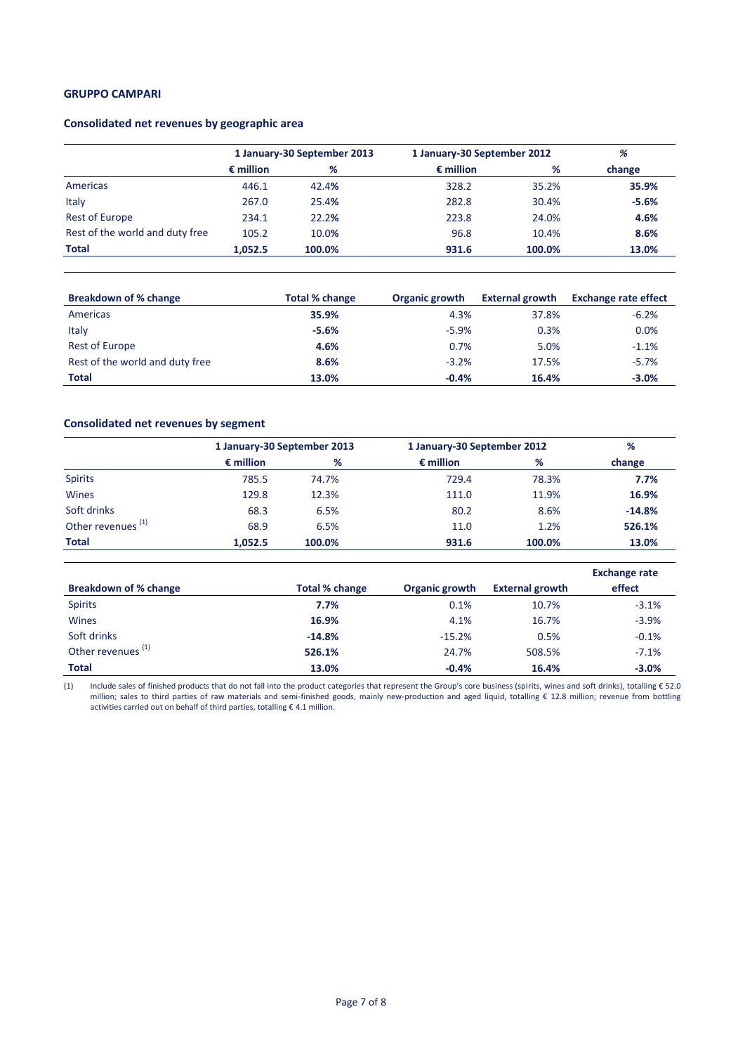**GRUPPO CAMPARI**

## Consolidated net revenues by geographic area

| | 1 January-30 September 2013 | | 1 January-30 September 2012 | | % |
|---|---|---|---|---|---|
| | € million | % | € million | % | change |
| Americas | 446.1 | 42.4% | 328.2 | 35.2% | **35.9%** |
| Italy | 267.0 | 25.4% | 282.8 | 30.4% | **-5.6%** |
| Rest of Europe | 234.1 | 22.2% | 223.8 | 24.0% | **4.6%** |
| Rest of the world and duty free | 105.2 | 10.0% | 96.8 | 10.4% | **8.6%** |
| **Total** | **1,052.5** | **100.0%** | **931.6** | **100.0%** | **13.0%** |

| Breakdown of % change | Total % change | Organic growth | External growth | Exchange rate effect |
|---|---|---|---|---|
| Americas | **35.9%** | 4.3% | 37.8% | -6.2% |
| Italy | **-5.6%** | -5.9% | 0.3% | 0.0% |
| Rest of Europe | **4.6%** | 0.7% | 5.0% | -1.1% |
| Rest of the world and duty free | **8.6%** | -3.2% | 17.5% | -5.7% |
| **Total** | **13.0%** | **-0.4%** | **16.4%** | **-3.0%** |

## Consolidated net revenues by segment

| | 1 January-30 September 2013 | | 1 January-30 September 2012 | | % |
|---|---|---|---|---|---|
| | € million | % | € million | % | change |
| Spirits | 785.5 | 74.7% | 729.4 | 78.3% | **7.7%** |
| Wines | 129.8 | 12.3% | 111.0 | 11.9% | **16.9%** |
| Soft drinks | 68.3 | 6.5% | 80.2 | 8.6% | **-14.8%** |
| Other revenues (1) | 68.9 | 6.5% | 11.0 | 1.2% | **526.1%** |
| **Total** | **1,052.5** | **100.0%** | **931.6** | **100.0%** | **13.0%** |

| Breakdown of % change | Total % change | Organic growth | External growth | Exchange rate effect |
|---|---|---|---|---|
| Spirits | **7.7%** | 0.1% | 10.7% | -3.1% |
| Wines | **16.9%** | 4.1% | 16.7% | -3.9% |
| Soft drinks | **-14.8%** | -15.2% | 0.5% | -0.1% |
| Other revenues (1) | **526.1%** | 24.7% | 508.5% | -7.1% |
| **Total** | **13.0%** | **-0.4%** | **16.4%** | **-3.0%** |

(1) Include sales of finished products that do not fall into the product categories that represent the Group's core business (spirits, wines and soft drinks), totalling € 52.0 million; sales to third parties of raw materials and semi-finished goods, mainly new-production and aged liquid, totalling € 12.8 million; revenue from bottling activities carried out on behalf of third parties, totalling € 4.1 million.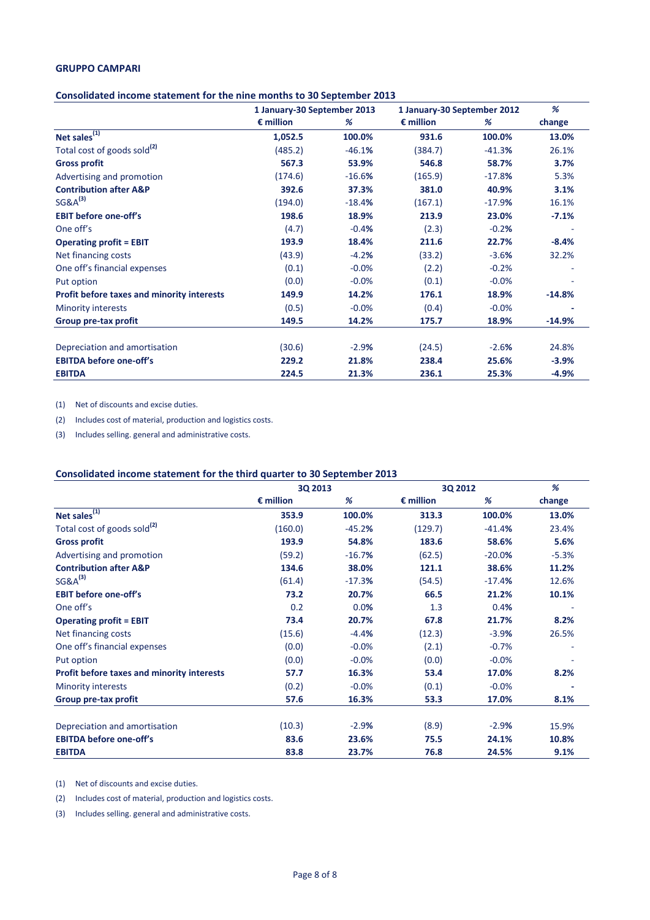**GRUPPO CAMPARI**

**Consolidated income statement for the nine months to 30 September 2013**

| | 1 January-30 September 2013 | | 1 January-30 September 2012 | | % |
|---|---|---|---|---|---|
| | € million | % | € million | % | change |
| **Net sales[1]** | **1,052.5** | **100.0%** | **931.6** | **100.0%** | **13.0%** |
| Total cost of goods sold[2] | (485.2) | -46.1% | (384.7) | -41.3% | 26.1% |
| **Gross profit** | **567.3** | **53.9%** | **546.8** | **58.7%** | **3.7%** |
| Advertising and promotion | (174.6) | -16.6% | (165.9) | -17.8% | 5.3% |
| **Contribution after A&P** | **392.6** | **37.3%** | **381.0** | **40.9%** | **3.1%** |
| SG&A[3] | (194.0) | -18.4% | (167.1) | -17.9% | 16.1% |
| **EBIT before one-off's** | **198.6** | **18.9%** | **213.9** | **23.0%** | **-7.1%** |
| One off's | (4.7) | -0.4% | (2.3) | -0.2% | - |
| **Operating profit = EBIT** | **193.9** | **18.4%** | **211.6** | **22.7%** | **-8.4%** |
| Net financing costs | (43.9) | -4.2% | (33.2) | -3.6% | 32.2% |
| One off's financial expenses | (0.1) | -0.0% | (2.2) | -0.2% | - |
| Put option | (0.0) | -0.0% | (0.1) | -0.0% | - |
| **Profit before taxes and minority interests** | **149.9** | **14.2%** | **176.1** | **18.9%** | **-14.8%** |
| Minority interests | (0.5) | -0.0% | (0.4) | -0.0% | - |
| **Group pre-tax profit** | **149.5** | **14.2%** | **175.7** | **18.9%** | **-14.9%** |
| | | | | | |
| Depreciation and amortisation | (30.6) | -2.9% | (24.5) | -2.6% | 24.8% |
| **EBITDA before one-off's** | **229.2** | **21.8%** | **238.4** | **25.6%** | **-3.9%** |
| **EBITDA** | **224.5** | **21.3%** | **236.1** | **25.3%** | **-4.9%** |

(1) Net of discounts and excise duties.

(2) Includes cost of material, production and logistics costs.

(3) Includes selling. general and administrative costs.

**Consolidated income statement for the third quarter to 30 September 2013**

| | 3Q 2013 | | 3Q 2012 | | % |
|---|---|---|---|---|---|
| | € million | % | € million | % | change |
| **Net sales[1]** | **353.9** | **100.0%** | **313.3** | **100.0%** | **13.0%** |
| Total cost of goods sold[2] | (160.0) | -45.2% | (129.7) | -41.4% | 23.4% |
| **Gross profit** | **193.9** | **54.8%** | **183.6** | **58.6%** | **5.6%** |
| Advertising and promotion | (59.2) | -16.7% | (62.5) | -20.0% | -5.3% |
| **Contribution after A&P** | **134.6** | **38.0%** | **121.1** | **38.6%** | **11.2%** |
| SG&A[3] | (61.4) | -17.3% | (54.5) | -17.4% | 12.6% |
| **EBIT before one-off's** | **73.2** | **20.7%** | **66.5** | **21.2%** | **10.1%** |
| One off's | 0.2 | 0.0% | 1.3 | 0.4% | - |
| **Operating profit = EBIT** | **73.4** | **20.7%** | **67.8** | **21.7%** | **8.2%** |
| Net financing costs | (15.6) | -4.4% | (12.3) | -3.9% | 26.5% |
| One off's financial expenses | (0.0) | -0.0% | (2.1) | -0.7% | - |
| Put option | (0.0) | -0.0% | (0.0) | -0.0% | - |
| **Profit before taxes and minority interests** | **57.7** | **16.3%** | **53.4** | **17.0%** | **8.2%** |
| Minority interests | (0.2) | -0.0% | (0.1) | -0.0% | - |
| **Group pre-tax profit** | **57.6** | **16.3%** | **53.3** | **17.0%** | **8.1%** |
| | | | | | |
| Depreciation and amortisation | (10.3) | -2.9% | (8.9) | -2.9% | 15.9% |
| **EBITDA before one-off's** | **83.6** | **23.6%** | **75.5** | **24.1%** | **10.8%** |
| **EBITDA** | **83.8** | **23.7%** | **76.8** | **24.5%** | **9.1%** |

(1) Net of discounts and excise duties.

(2) Includes cost of material, production and logistics costs.

(3) Includes selling. general and administrative costs.